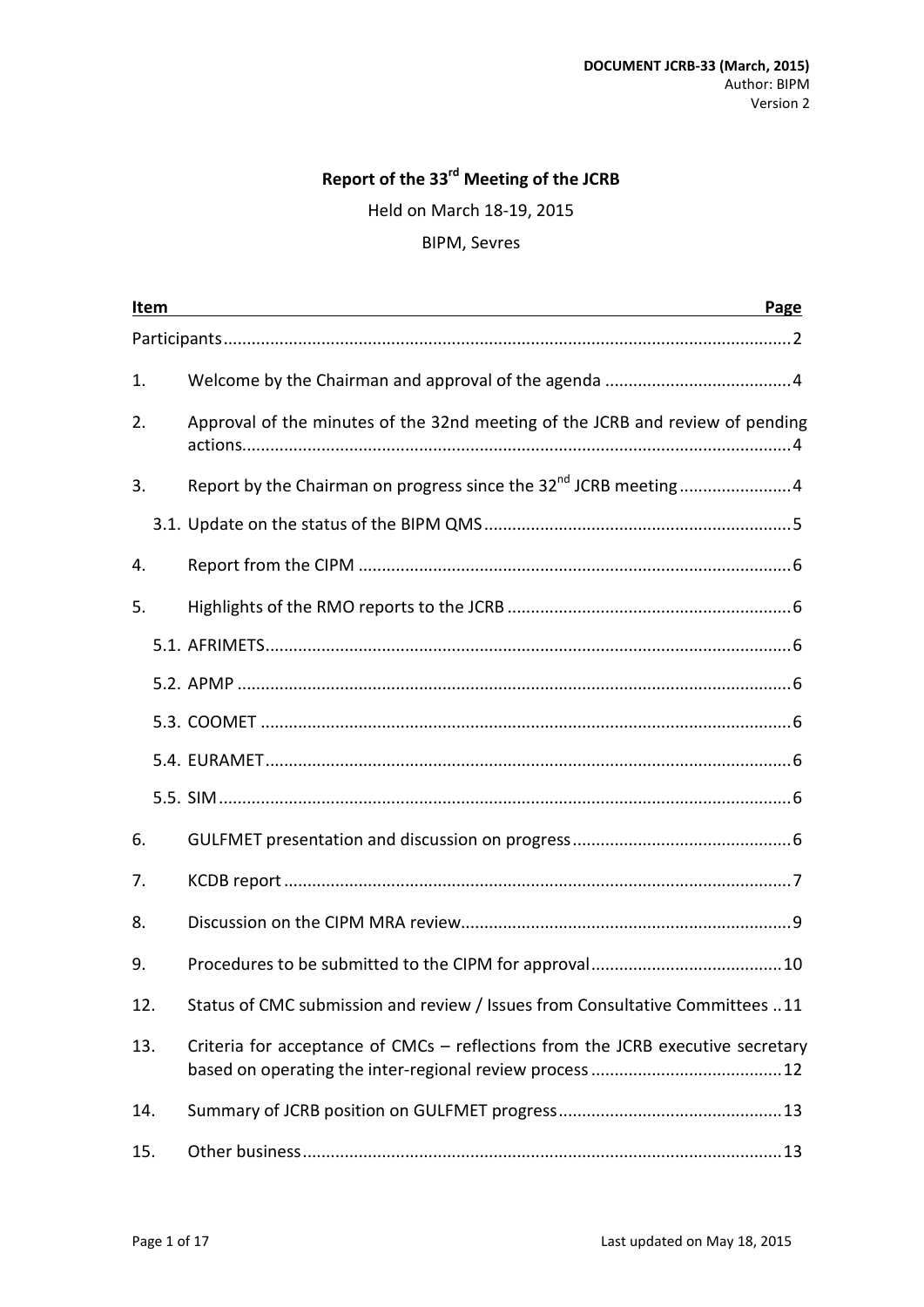**DOCUMENT JCRB-33 (March, 2015)**
Author: BIPM
Version 2

# Report of the 33rd Meeting of the JCRB

Held on March 18-19, 2015

BIPM, Sevres

| Item | | Page |
|---|---|---|
| Participants | | 2 |
| 1. | Welcome by the Chairman and approval of the agenda | 4 |
| 2. | Approval of the minutes of the 32nd meeting of the JCRB and review of pending actions | 4 |
| 3. | Report by the Chairman on progress since the 32nd JCRB meeting | 4 |
| 3.1. | Update on the status of the BIPM QMS | 5 |
| 4. | Report from the CIPM | 6 |
| 5. | Highlights of the RMO reports to the JCRB | 6 |
| 5.1. | AFRIMETS | 6 |
| 5.2. | APMP | 6 |
| 5.3. | COOMET | 6 |
| 5.4. | EURAMET | 6 |
| 5.5. | SIM | 6 |
| 6. | GULFMET presentation and discussion on progress | 6 |
| 7. | KCDB report | 7 |
| 8. | Discussion on the CIPM MRA review | 9 |
| 9. | Procedures to be submitted to the CIPM for approval | 10 |
| 12. | Status of CMC submission and review / Issues from Consultative Committees | 11 |
| 13. | Criteria for acceptance of CMCs – reflections from the JCRB executive secretary based on operating the inter-regional review process | 12 |
| 14. | Summary of JCRB position on GULFMET progress | 13 |
| 15. | Other business | 13 |

Last updated on May 18, 2015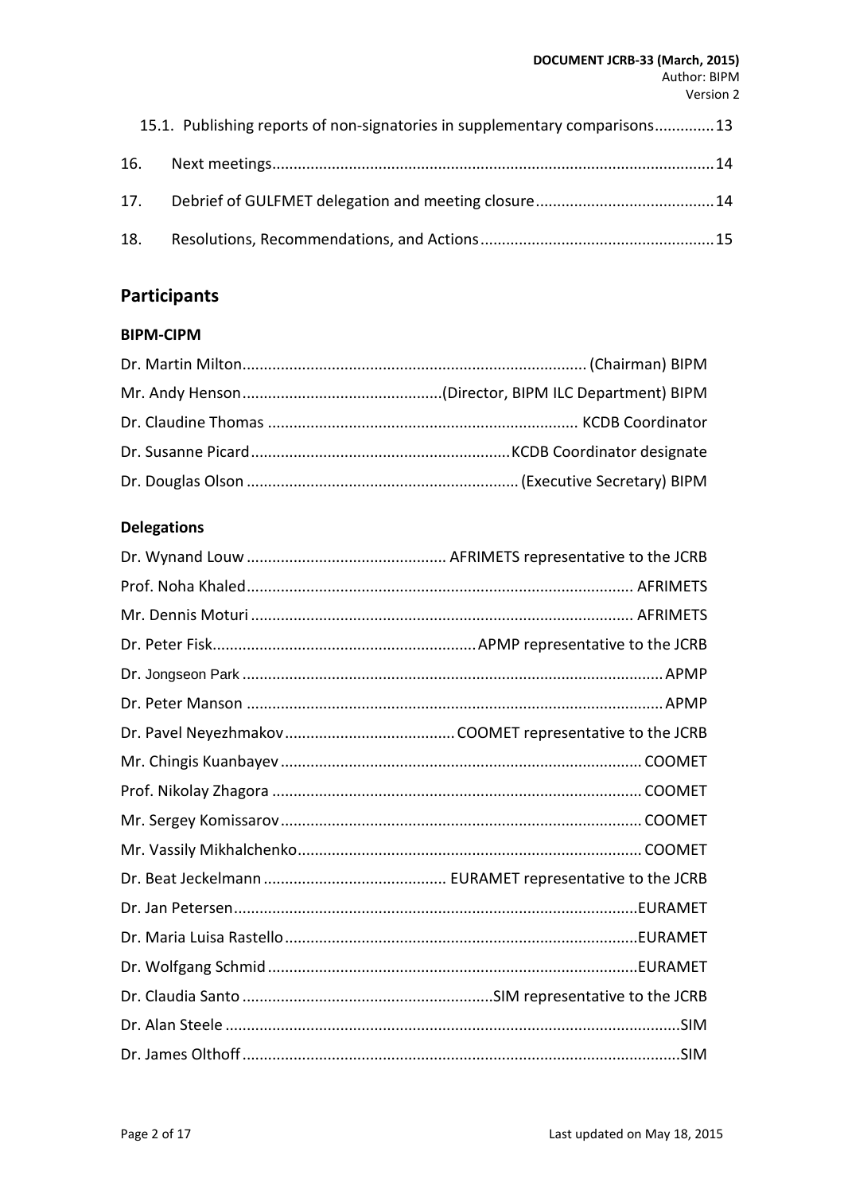15.1. Publishing reports of non-signatories in supplementary comparisons.............13

16. Next meetings.......................................................................................................14

17. Debrief of GULFMET delegation and meeting closure..........................................14

18. Resolutions, Recommendations, and Actions......................................................15

## Participants

### BIPM-CIPM

Dr. Martin Milton................................................................................ (Chairman) BIPM

Mr. Andy Henson..............................................(Director, BIPM ILC Department) BIPM

Dr. Claudine Thomas ........................................................................ KCDB Coordinator

Dr. Susanne Picard............................................................KCDB Coordinator designate

Dr. Douglas Olson ............................................................... (Executive Secretary) BIPM

### Delegations

Dr. Wynand Louw .............................................. AFRIMETS representative to the JCRB

Prof. Noha Khaled.......................................................................................... AFRIMETS

Mr. Dennis Moturi ......................................................................................... AFRIMETS

Dr. Peter Fisk.............................................................APMP representative to the JCRB

Dr. Jongseon Park ..................................................................................................APMP

Dr. Peter Manson ....................................................................................................APMP

Dr. Pavel Neyezhmakov.......................................COOMET representative to the JCRB

Mr. Chingis Kuanbayev ................................................................................... COOMET

Prof. Nikolay Zhagora ..................................................................................... COOMET

Mr. Sergey Komissarov.................................................................................... COOMET

Mr. Vassily Mikhalchenko................................................................................ COOMET

Dr. Beat Jeckelmann .......................................... EURAMET representative to the JCRB

Dr. Jan Petersen..............................................................................................EURAMET

Dr. Maria Luisa Rastello..................................................................................EURAMET

Dr. Wolfgang Schmid......................................................................................EURAMET

Dr. Claudia Santo ..........................................................SIM representative to the JCRB

Dr. Alan Steele ..........................................................................................................SIM

Dr. James Olthoff ......................................................................................................SIM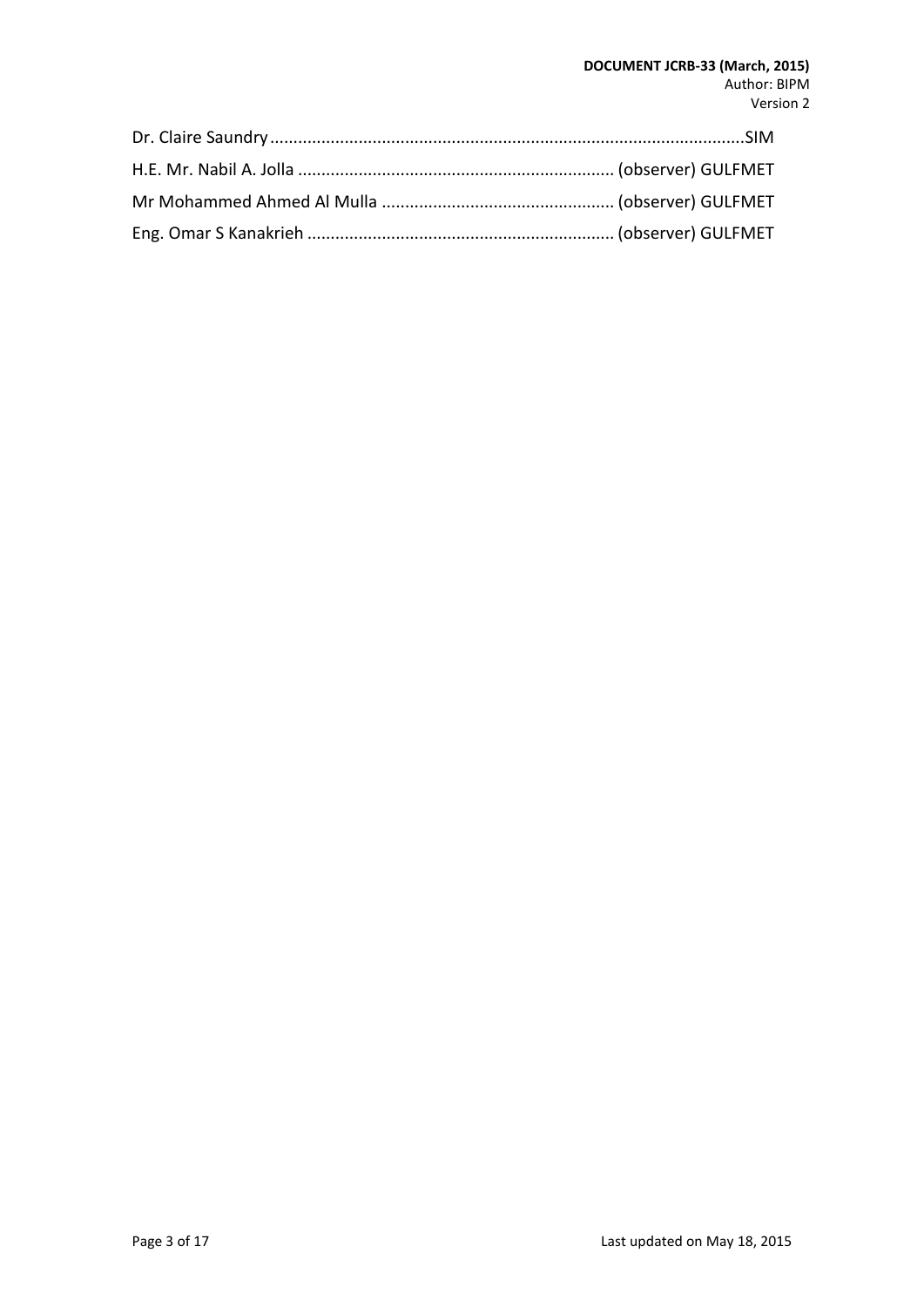Dr. Claire Saundry ............................................................................................................SIM

H.E. Mr. Nabil A. Jolla .................................................................... (observer) GULFMET

Mr Mohammed Ahmed Al Mulla ................................................. (observer) GULFMET

Eng. Omar S Kanakrieh ................................................................. (observer) GULFMET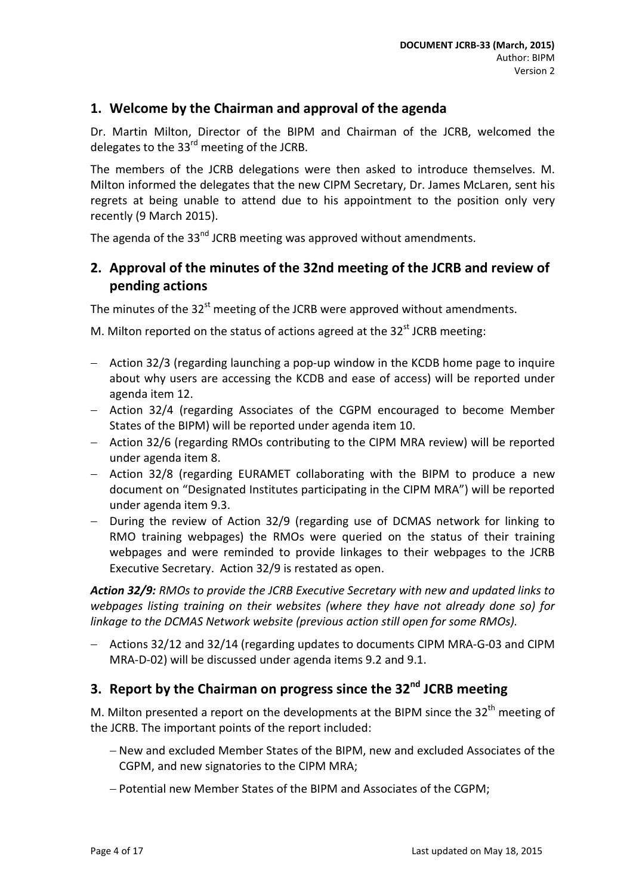## 1. Welcome by the Chairman and approval of the agenda

Dr. Martin Milton, Director of the BIPM and Chairman of the JCRB, welcomed the delegates to the 33rd meeting of the JCRB.

The members of the JCRB delegations were then asked to introduce themselves. M. Milton informed the delegates that the new CIPM Secretary, Dr. James McLaren, sent his regrets at being unable to attend due to his appointment to the position only very recently (9 March 2015).

The agenda of the 33nd JCRB meeting was approved without amendments.

## 2. Approval of the minutes of the 32nd meeting of the JCRB and review of pending actions

The minutes of the 32st meeting of the JCRB were approved without amendments.

M. Milton reported on the status of actions agreed at the 32st JCRB meeting:

- Action 32/3 (regarding launching a pop-up window in the KCDB home page to inquire about why users are accessing the KCDB and ease of access) will be reported under agenda item 12.
- Action 32/4 (regarding Associates of the CGPM encouraged to become Member States of the BIPM) will be reported under agenda item 10.
- Action 32/6 (regarding RMOs contributing to the CIPM MRA review) will be reported under agenda item 8.
- Action 32/8 (regarding EURAMET collaborating with the BIPM to produce a new document on "Designated Institutes participating in the CIPM MRA") will be reported under agenda item 9.3.
- During the review of Action 32/9 (regarding use of DCMAS network for linking to RMO training webpages) the RMOs were queried on the status of their training webpages and were reminded to provide linkages to their webpages to the JCRB Executive Secretary. Action 32/9 is restated as open.

***Action 32/9:*** *RMOs to provide the JCRB Executive Secretary with new and updated links to webpages listing training on their websites (where they have not already done so) for linkage to the DCMAS Network website (previous action still open for some RMOs).*

- Actions 32/12 and 32/14 (regarding updates to documents CIPM MRA-G-03 and CIPM MRA-D-02) will be discussed under agenda items 9.2 and 9.1.

## 3. Report by the Chairman on progress since the 32nd JCRB meeting

M. Milton presented a report on the developments at the BIPM since the 32th meeting of the JCRB. The important points of the report included:

- New and excluded Member States of the BIPM, new and excluded Associates of the CGPM, and new signatories to the CIPM MRA;
- Potential new Member States of the BIPM and Associates of the CGPM;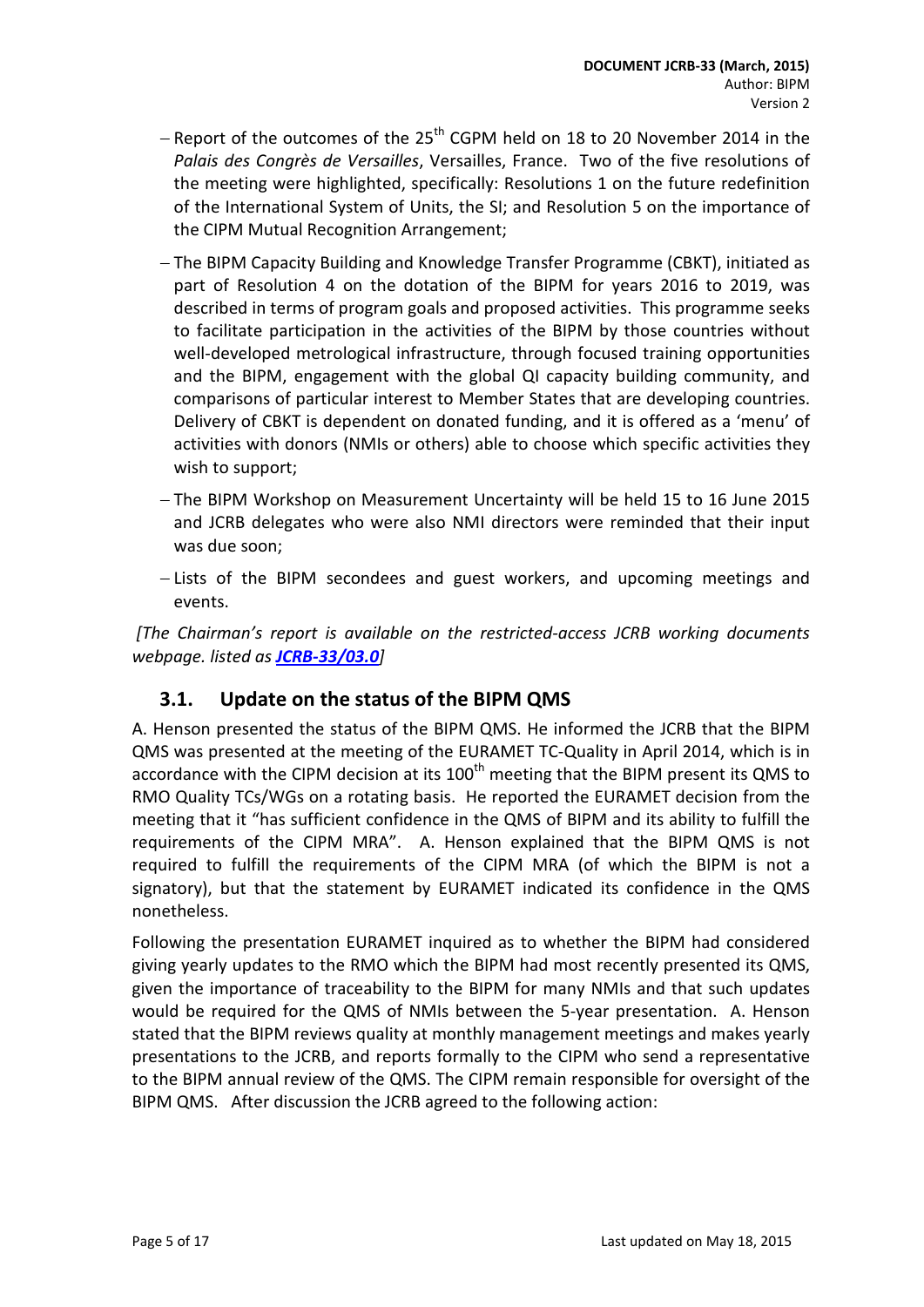- Report of the outcomes of the 25th CGPM held on 18 to 20 November 2014 in the *Palais des Congrès de Versailles*, Versailles, France. Two of the five resolutions of the meeting were highlighted, specifically: Resolutions 1 on the future redefinition of the International System of Units, the SI; and Resolution 5 on the importance of the CIPM Mutual Recognition Arrangement;
- The BIPM Capacity Building and Knowledge Transfer Programme (CBKT), initiated as part of Resolution 4 on the dotation of the BIPM for years 2016 to 2019, was described in terms of program goals and proposed activities. This programme seeks to facilitate participation in the activities of the BIPM by those countries without well-developed metrological infrastructure, through focused training opportunities and the BIPM, engagement with the global QI capacity building community, and comparisons of particular interest to Member States that are developing countries. Delivery of CBKT is dependent on donated funding, and it is offered as a 'menu' of activities with donors (NMIs or others) able to choose which specific activities they wish to support;
- The BIPM Workshop on Measurement Uncertainty will be held 15 to 16 June 2015 and JCRB delegates who were also NMI directors were reminded that their input was due soon;
- Lists of the BIPM secondees and guest workers, and upcoming meetings and events.

*[The Chairman's report is available on the restricted-access JCRB working documents webpage. listed as* ***JCRB-33/03.0****]*

### 3.1. Update on the status of the BIPM QMS

A. Henson presented the status of the BIPM QMS. He informed the JCRB that the BIPM QMS was presented at the meeting of the EURAMET TC-Quality in April 2014, which is in accordance with the CIPM decision at its 100th meeting that the BIPM present its QMS to RMO Quality TCs/WGs on a rotating basis. He reported the EURAMET decision from the meeting that it "has sufficient confidence in the QMS of BIPM and its ability to fulfill the requirements of the CIPM MRA". A. Henson explained that the BIPM QMS is not required to fulfill the requirements of the CIPM MRA (of which the BIPM is not a signatory), but that the statement by EURAMET indicated its confidence in the QMS nonetheless.

Following the presentation EURAMET inquired as to whether the BIPM had considered giving yearly updates to the RMO which the BIPM had most recently presented its QMS, given the importance of traceability to the BIPM for many NMIs and that such updates would be required for the QMS of NMIs between the 5-year presentation. A. Henson stated that the BIPM reviews quality at monthly management meetings and makes yearly presentations to the JCRB, and reports formally to the CIPM who send a representative to the BIPM annual review of the QMS. The CIPM remain responsible for oversight of the BIPM QMS. After discussion the JCRB agreed to the following action: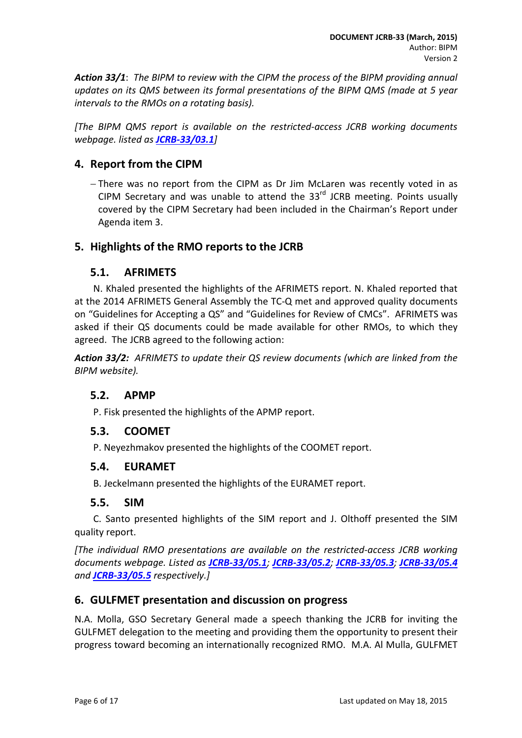***Action 33/1***: *The BIPM to review with the CIPM the process of the BIPM providing annual updates on its QMS between its formal presentations of the BIPM QMS (made at 5 year intervals to the RMOs on a rotating basis).*

*[The BIPM QMS report is available on the restricted-access JCRB working documents webpage. listed as* ***JCRB-33/03.1****]*

## 4. Report from the CIPM

- There was no report from the CIPM as Dr Jim McLaren was recently voted in as CIPM Secretary and was unable to attend the 33rd JCRB meeting. Points usually covered by the CIPM Secretary had been included in the Chairman's Report under Agenda item 3.

## 5. Highlights of the RMO reports to the JCRB

### 5.1. AFRIMETS

N. Khaled presented the highlights of the AFRIMETS report. N. Khaled reported that at the 2014 AFRIMETS General Assembly the TC-Q met and approved quality documents on "Guidelines for Accepting a QS" and "Guidelines for Review of CMCs". AFRIMETS was asked if their QS documents could be made available for other RMOs, to which they agreed. The JCRB agreed to the following action:

***Action 33/2:*** *AFRIMETS to update their QS review documents (which are linked from the BIPM website).*

### 5.2. APMP

P. Fisk presented the highlights of the APMP report.

### 5.3. COOMET

P. Neyezhmakov presented the highlights of the COOMET report.

### 5.4. EURAMET

B. Jeckelmann presented the highlights of the EURAMET report.

### 5.5. SIM

C. Santo presented highlights of the SIM report and J. Olthoff presented the SIM quality report.

*[The individual RMO presentations are available on the restricted-access JCRB working documents webpage. Listed as* ***JCRB-33/05.1****;* ***JCRB-33/05.2****;* ***JCRB-33/05.3****;* ***JCRB-33/05.4*** *and* ***JCRB-33/05.5*** *respectively.]*

## 6. GULFMET presentation and discussion on progress

N.A. Molla, GSO Secretary General made a speech thanking the JCRB for inviting the GULFMET delegation to the meeting and providing them the opportunity to present their progress toward becoming an internationally recognized RMO. M.A. Al Mulla, GULFMET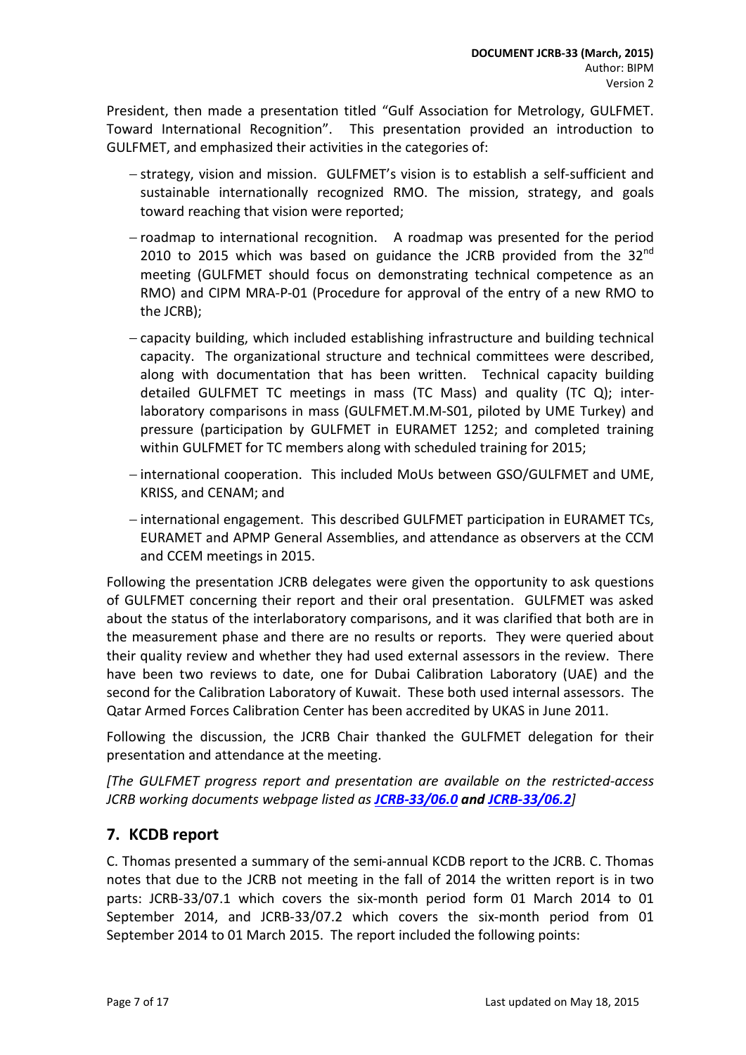President, then made a presentation titled “Gulf Association for Metrology, GULFMET. Toward International Recognition”. This presentation provided an introduction to GULFMET, and emphasized their activities in the categories of:

- strategy, vision and mission. GULFMET’s vision is to establish a self-sufficient and sustainable internationally recognized RMO. The mission, strategy, and goals toward reaching that vision were reported;
- roadmap to international recognition. A roadmap was presented for the period 2010 to 2015 which was based on guidance the JCRB provided from the 32nd meeting (GULFMET should focus on demonstrating technical competence as an RMO) and CIPM MRA-P-01 (Procedure for approval of the entry of a new RMO to the JCRB);
- capacity building, which included establishing infrastructure and building technical capacity. The organizational structure and technical committees were described, along with documentation that has been written. Technical capacity building detailed GULFMET TC meetings in mass (TC Mass) and quality (TC Q); inter-laboratory comparisons in mass (GULFMET.M.M-S01, piloted by UME Turkey) and pressure (participation by GULFMET in EURAMET 1252; and completed training within GULFMET for TC members along with scheduled training for 2015;
- international cooperation. This included MoUs between GSO/GULFMET and UME, KRISS, and CENAM; and
- international engagement. This described GULFMET participation in EURAMET TCs, EURAMET and APMP General Assemblies, and attendance as observers at the CCM and CCEM meetings in 2015.

Following the presentation JCRB delegates were given the opportunity to ask questions of GULFMET concerning their report and their oral presentation. GULFMET was asked about the status of the interlaboratory comparisons, and it was clarified that both are in the measurement phase and there are no results or reports. They were queried about their quality review and whether they had used external assessors in the review. There have been two reviews to date, one for Dubai Calibration Laboratory (UAE) and the second for the Calibration Laboratory of Kuwait. These both used internal assessors. The Qatar Armed Forces Calibration Center has been accredited by UKAS in June 2011.

Following the discussion, the JCRB Chair thanked the GULFMET delegation for their presentation and attendance at the meeting.

*[The GULFMET progress report and presentation are available on the restricted-access JCRB working documents webpage listed as* ***JCRB-33/06.0*** *and* ***JCRB-33/06.2****]*

## 7. KCDB report

C. Thomas presented a summary of the semi-annual KCDB report to the JCRB. C. Thomas notes that due to the JCRB not meeting in the fall of 2014 the written report is in two parts: JCRB-33/07.1 which covers the six-month period form 01 March 2014 to 01 September 2014, and JCRB-33/07.2 which covers the six-month period from 01 September 2014 to 01 March 2015. The report included the following points: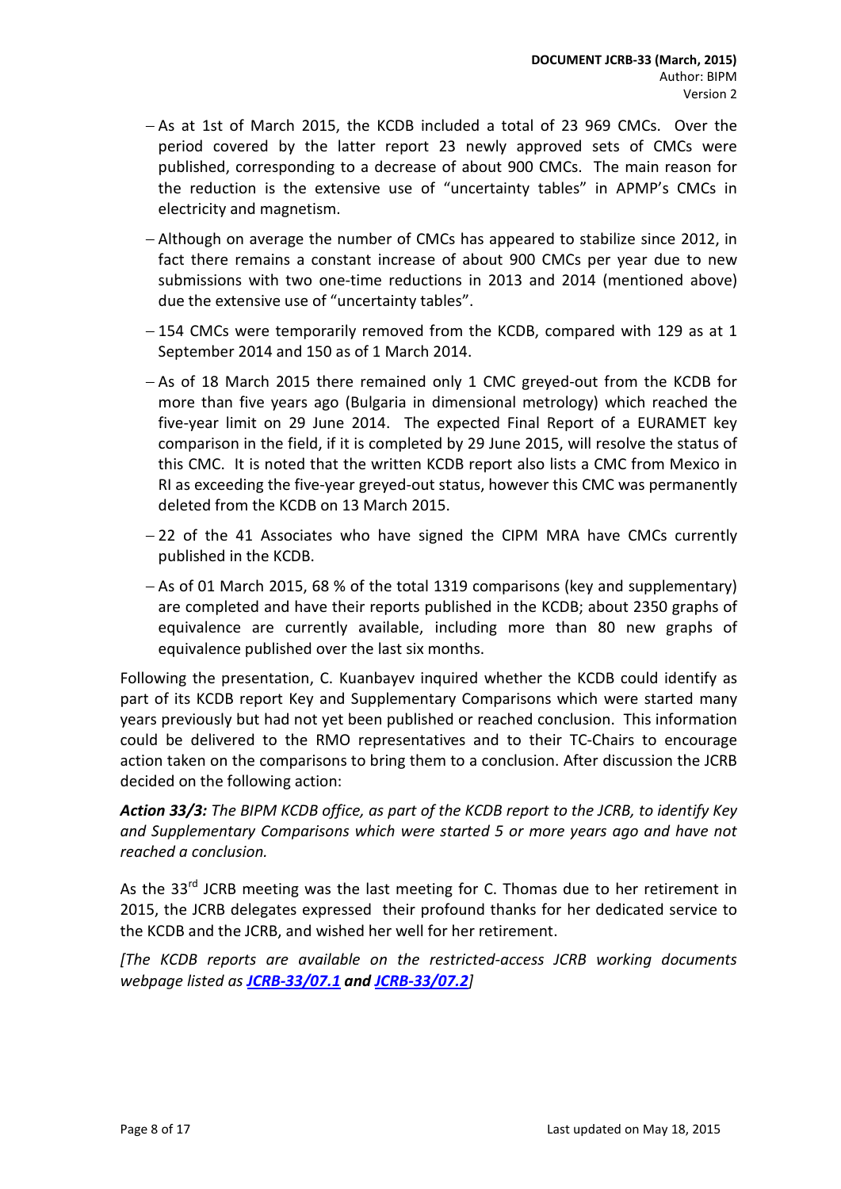- As at 1st of March 2015, the KCDB included a total of 23 969 CMCs. Over the period covered by the latter report 23 newly approved sets of CMCs were published, corresponding to a decrease of about 900 CMCs. The main reason for the reduction is the extensive use of "uncertainty tables" in APMP's CMCs in electricity and magnetism.
- Although on average the number of CMCs has appeared to stabilize since 2012, in fact there remains a constant increase of about 900 CMCs per year due to new submissions with two one-time reductions in 2013 and 2014 (mentioned above) due the extensive use of "uncertainty tables".
- 154 CMCs were temporarily removed from the KCDB, compared with 129 as at 1 September 2014 and 150 as of 1 March 2014.
- As of 18 March 2015 there remained only 1 CMC greyed-out from the KCDB for more than five years ago (Bulgaria in dimensional metrology) which reached the five-year limit on 29 June 2014. The expected Final Report of a EURAMET key comparison in the field, if it is completed by 29 June 2015, will resolve the status of this CMC. It is noted that the written KCDB report also lists a CMC from Mexico in RI as exceeding the five-year greyed-out status, however this CMC was permanently deleted from the KCDB on 13 March 2015.
- 22 of the 41 Associates who have signed the CIPM MRA have CMCs currently published in the KCDB.
- As of 01 March 2015, 68 % of the total 1319 comparisons (key and supplementary) are completed and have their reports published in the KCDB; about 2350 graphs of equivalence are currently available, including more than 80 new graphs of equivalence published over the last six months.

Following the presentation, C. Kuanbayev inquired whether the KCDB could identify as part of its KCDB report Key and Supplementary Comparisons which were started many years previously but had not yet been published or reached conclusion. This information could be delivered to the RMO representatives and to their TC-Chairs to encourage action taken on the comparisons to bring them to a conclusion. After discussion the JCRB decided on the following action:

***Action 33/3:*** *The BIPM KCDB office, as part of the KCDB report to the JCRB, to identify Key and Supplementary Comparisons which were started 5 or more years ago and have not reached a conclusion.*

As the 33rd JCRB meeting was the last meeting for C. Thomas due to her retirement in 2015, the JCRB delegates expressed their profound thanks for her dedicated service to the KCDB and the JCRB, and wished her well for her retirement.

*[The KCDB reports are available on the restricted-access JCRB working documents webpage listed as* ***JCRB-33/07.1*** *and* ***JCRB-33/07.2****]*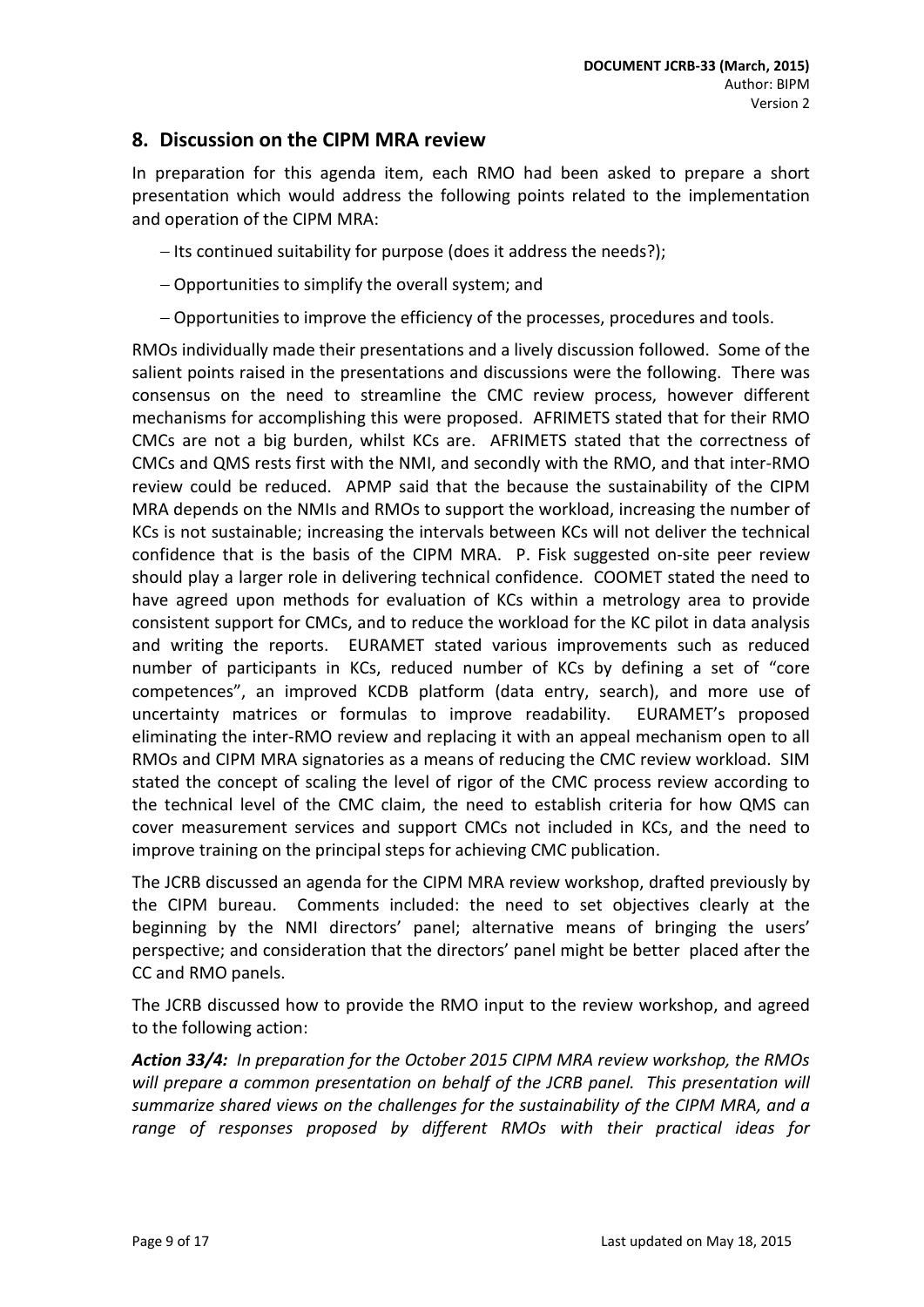## 8. Discussion on the CIPM MRA review

In preparation for this agenda item, each RMO had been asked to prepare a short presentation which would address the following points related to the implementation and operation of the CIPM MRA:

- Its continued suitability for purpose (does it address the needs?);
- Opportunities to simplify the overall system; and
- Opportunities to improve the efficiency of the processes, procedures and tools.

RMOs individually made their presentations and a lively discussion followed. Some of the salient points raised in the presentations and discussions were the following. There was consensus on the need to streamline the CMC review process, however different mechanisms for accomplishing this were proposed. AFRIMETS stated that for their RMO CMCs are not a big burden, whilst KCs are. AFRIMETS stated that the correctness of CMCs and QMS rests first with the NMI, and secondly with the RMO, and that inter-RMO review could be reduced. APMP said that the because the sustainability of the CIPM MRA depends on the NMIs and RMOs to support the workload, increasing the number of KCs is not sustainable; increasing the intervals between KCs will not deliver the technical confidence that is the basis of the CIPM MRA. P. Fisk suggested on-site peer review should play a larger role in delivering technical confidence. COOMET stated the need to have agreed upon methods for evaluation of KCs within a metrology area to provide consistent support for CMCs, and to reduce the workload for the KC pilot in data analysis and writing the reports. EURAMET stated various improvements such as reduced number of participants in KCs, reduced number of KCs by defining a set of "core competences", an improved KCDB platform (data entry, search), and more use of uncertainty matrices or formulas to improve readability. EURAMET's proposed eliminating the inter-RMO review and replacing it with an appeal mechanism open to all RMOs and CIPM MRA signatories as a means of reducing the CMC review workload. SIM stated the concept of scaling the level of rigor of the CMC process review according to the technical level of the CMC claim, the need to establish criteria for how QMS can cover measurement services and support CMCs not included in KCs, and the need to improve training on the principal steps for achieving CMC publication.

The JCRB discussed an agenda for the CIPM MRA review workshop, drafted previously by the CIPM bureau. Comments included: the need to set objectives clearly at the beginning by the NMI directors' panel; alternative means of bringing the users' perspective; and consideration that the directors' panel might be better placed after the CC and RMO panels.

The JCRB discussed how to provide the RMO input to the review workshop, and agreed to the following action:

***Action 33/4:*** *In preparation for the October 2015 CIPM MRA review workshop, the RMOs will prepare a common presentation on behalf of the JCRB panel. This presentation will summarize shared views on the challenges for the sustainability of the CIPM MRA, and a range of responses proposed by different RMOs with their practical ideas for*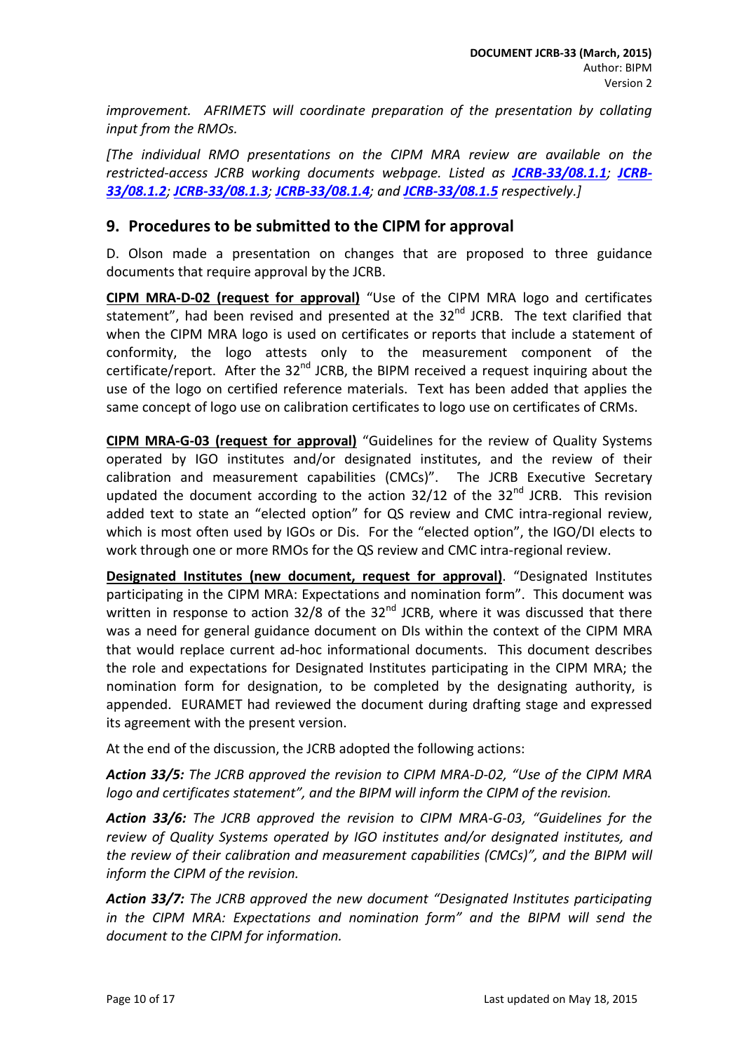*improvement. AFRIMETS will coordinate preparation of the presentation by collating input from the RMOs.*

*[The individual RMO presentations on the CIPM MRA review are available on the restricted-access JCRB working documents webpage. Listed as **JCRB-33/08.1.1**; **JCRB-33/08.1.2**; **JCRB-33/08.1.3**; **JCRB-33/08.1.4**; and **JCRB-33/08.1.5** respectively.]*

## 9. Procedures to be submitted to the CIPM for approval

D. Olson made a presentation on changes that are proposed to three guidance documents that require approval by the JCRB.

**CIPM MRA-D-02 (request for approval)** "Use of the CIPM MRA logo and certificates statement", had been revised and presented at the 32nd JCRB. The text clarified that when the CIPM MRA logo is used on certificates or reports that include a statement of conformity, the logo attests only to the measurement component of the certificate/report. After the 32nd JCRB, the BIPM received a request inquiring about the use of the logo on certified reference materials. Text has been added that applies the same concept of logo use on calibration certificates to logo use on certificates of CRMs.

**CIPM MRA-G-03 (request for approval)** "Guidelines for the review of Quality Systems operated by IGO institutes and/or designated institutes, and the review of their calibration and measurement capabilities (CMCs)". The JCRB Executive Secretary updated the document according to the action 32/12 of the 32nd JCRB. This revision added text to state an "elected option" for QS review and CMC intra-regional review, which is most often used by IGOs or DIs. For the "elected option", the IGO/DI elects to work through one or more RMOs for the QS review and CMC intra-regional review.

**Designated Institutes (new document, request for approval)**. "Designated Institutes participating in the CIPM MRA: Expectations and nomination form". This document was written in response to action 32/8 of the 32nd JCRB, where it was discussed that there was a need for general guidance document on DIs within the context of the CIPM MRA that would replace current ad-hoc informational documents. This document describes the role and expectations for Designated Institutes participating in the CIPM MRA; the nomination form for designation, to be completed by the designating authority, is appended. EURAMET had reviewed the document during drafting stage and expressed its agreement with the present version.

At the end of the discussion, the JCRB adopted the following actions:

***Action 33/5:*** *The JCRB approved the revision to CIPM MRA-D-02, "Use of the CIPM MRA logo and certificates statement", and the BIPM will inform the CIPM of the revision.*

***Action 33/6:*** *The JCRB approved the revision to CIPM MRA-G-03, "Guidelines for the review of Quality Systems operated by IGO institutes and/or designated institutes, and the review of their calibration and measurement capabilities (CMCs)", and the BIPM will inform the CIPM of the revision.*

***Action 33/7:*** *The JCRB approved the new document "Designated Institutes participating in the CIPM MRA: Expectations and nomination form" and the BIPM will send the document to the CIPM for information.*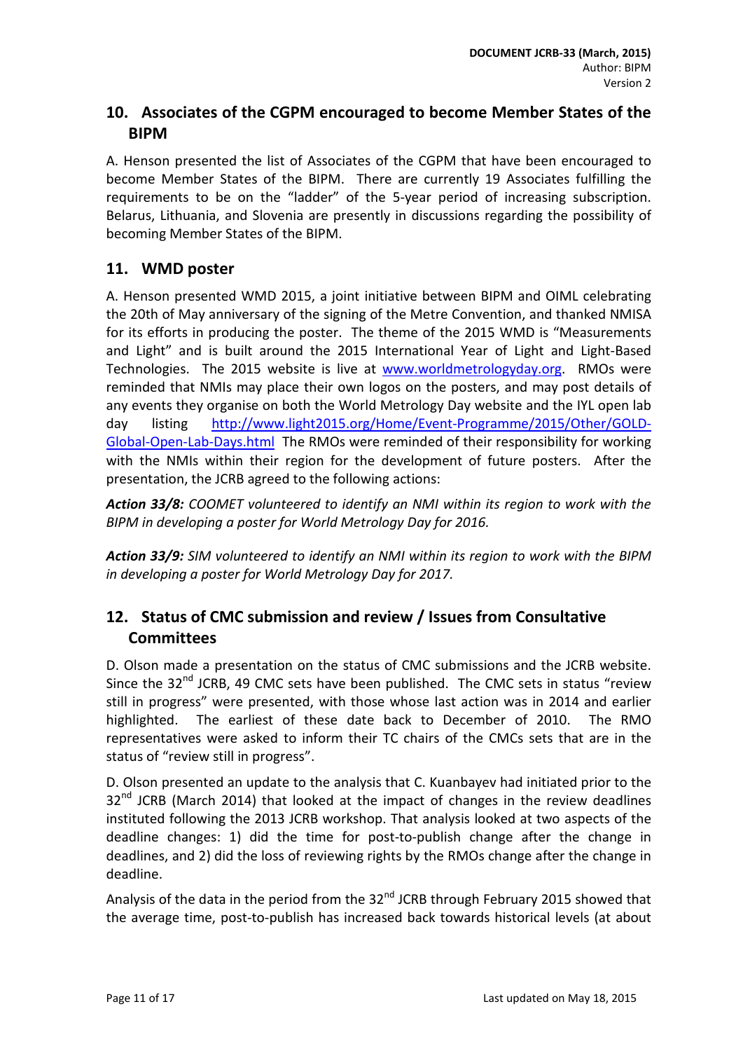## 10. Associates of the CGPM encouraged to become Member States of the BIPM

A. Henson presented the list of Associates of the CGPM that have been encouraged to become Member States of the BIPM. There are currently 19 Associates fulfilling the requirements to be on the "ladder" of the 5-year period of increasing subscription. Belarus, Lithuania, and Slovenia are presently in discussions regarding the possibility of becoming Member States of the BIPM.

## 11. WMD poster

A. Henson presented WMD 2015, a joint initiative between BIPM and OIML celebrating the 20th of May anniversary of the signing of the Metre Convention, and thanked NMISA for its efforts in producing the poster. The theme of the 2015 WMD is "Measurements and Light" and is built around the 2015 International Year of Light and Light-Based Technologies. The 2015 website is live at [www.worldmetrologyday.org](www.worldmetrologyday.org). RMOs were reminded that NMIs may place their own logos on the posters, and may post details of any events they organise on both the World Metrology Day website and the IYL open lab day listing [http://www.light2015.org/Home/Event-Programme/2015/Other/GOLD-Global-Open-Lab-Days.html](http://www.light2015.org/Home/Event-Programme/2015/Other/GOLD-Global-Open-Lab-Days.html) The RMOs were reminded of their responsibility for working with the NMIs within their region for the development of future posters. After the presentation, the JCRB agreed to the following actions:

***Action 33/8:*** *COOMET volunteered to identify an NMI within its region to work with the BIPM in developing a poster for World Metrology Day for 2016.*

***Action 33/9:*** *SIM volunteered to identify an NMI within its region to work with the BIPM in developing a poster for World Metrology Day for 2017.*

## 12. Status of CMC submission and review / Issues from Consultative Committees

D. Olson made a presentation on the status of CMC submissions and the JCRB website. Since the 32nd JCRB, 49 CMC sets have been published. The CMC sets in status "review still in progress" were presented, with those whose last action was in 2014 and earlier highlighted. The earliest of these date back to December of 2010. The RMO representatives were asked to inform their TC chairs of the CMCs sets that are in the status of "review still in progress".

D. Olson presented an update to the analysis that C. Kuanbayev had initiated prior to the 32nd JCRB (March 2014) that looked at the impact of changes in the review deadlines instituted following the 2013 JCRB workshop. That analysis looked at two aspects of the deadline changes: 1) did the time for post-to-publish change after the change in deadlines, and 2) did the loss of reviewing rights by the RMOs change after the change in deadline.

Analysis of the data in the period from the 32nd JCRB through February 2015 showed that the average time, post-to-publish has increased back towards historical levels (at about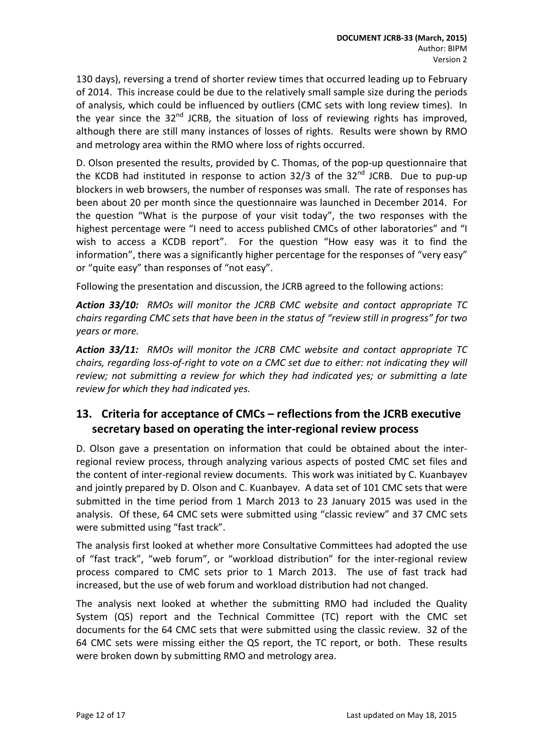130 days), reversing a trend of shorter review times that occurred leading up to February of 2014. This increase could be due to the relatively small sample size during the periods of analysis, which could be influenced by outliers (CMC sets with long review times). In the year since the 32nd JCRB, the situation of loss of reviewing rights has improved, although there are still many instances of losses of rights. Results were shown by RMO and metrology area within the RMO where loss of rights occurred.

D. Olson presented the results, provided by C. Thomas, of the pop-up questionnaire that the KCDB had instituted in response to action 32/3 of the 32nd JCRB. Due to pup-up blockers in web browsers, the number of responses was small. The rate of responses has been about 20 per month since the questionnaire was launched in December 2014. For the question "What is the purpose of your visit today", the two responses with the highest percentage were "I need to access published CMCs of other laboratories" and "I wish to access a KCDB report". For the question "How easy was it to find the information", there was a significantly higher percentage for the responses of "very easy" or "quite easy" than responses of "not easy".

Following the presentation and discussion, the JCRB agreed to the following actions:

***Action 33/10:*** *RMOs will monitor the JCRB CMC website and contact appropriate TC chairs regarding CMC sets that have been in the status of "review still in progress" for two years or more.*

***Action 33/11:*** *RMOs will monitor the JCRB CMC website and contact appropriate TC chairs, regarding loss-of-right to vote on a CMC set due to either: not indicating they will review; not submitting a review for which they had indicated yes; or submitting a late review for which they had indicated yes.*

## 13. Criteria for acceptance of CMCs – reflections from the JCRB executive secretary based on operating the inter-regional review process

D. Olson gave a presentation on information that could be obtained about the inter-regional review process, through analyzing various aspects of posted CMC set files and the content of inter-regional review documents. This work was initiated by C. Kuanbayev and jointly prepared by D. Olson and C. Kuanbayev. A data set of 101 CMC sets that were submitted in the time period from 1 March 2013 to 23 January 2015 was used in the analysis. Of these, 64 CMC sets were submitted using "classic review" and 37 CMC sets were submitted using "fast track".

The analysis first looked at whether more Consultative Committees had adopted the use of "fast track", "web forum", or "workload distribution" for the inter-regional review process compared to CMC sets prior to 1 March 2013. The use of fast track had increased, but the use of web forum and workload distribution had not changed.

The analysis next looked at whether the submitting RMO had included the Quality System (QS) report and the Technical Committee (TC) report with the CMC set documents for the 64 CMC sets that were submitted using the classic review. 32 of the 64 CMC sets were missing either the QS report, the TC report, or both. These results were broken down by submitting RMO and metrology area.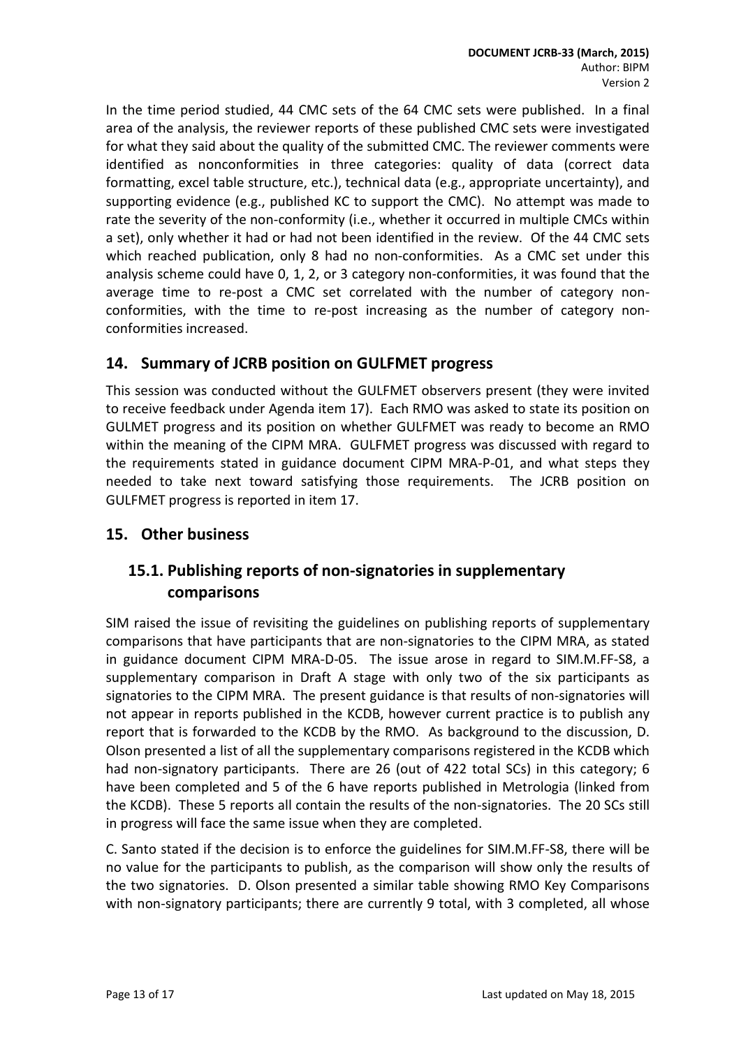In the time period studied, 44 CMC sets of the 64 CMC sets were published. In a final area of the analysis, the reviewer reports of these published CMC sets were investigated for what they said about the quality of the submitted CMC. The reviewer comments were identified as nonconformities in three categories: quality of data (correct data formatting, excel table structure, etc.), technical data (e.g., appropriate uncertainty), and supporting evidence (e.g., published KC to support the CMC). No attempt was made to rate the severity of the non-conformity (i.e., whether it occurred in multiple CMCs within a set), only whether it had or had not been identified in the review. Of the 44 CMC sets which reached publication, only 8 had no non-conformities. As a CMC set under this analysis scheme could have 0, 1, 2, or 3 category non-conformities, it was found that the average time to re-post a CMC set correlated with the number of category non-conformities, with the time to re-post increasing as the number of category non-conformities increased.

## 14. Summary of JCRB position on GULFMET progress

This session was conducted without the GULFMET observers present (they were invited to receive feedback under Agenda item 17). Each RMO was asked to state its position on GULMET progress and its position on whether GULFMET was ready to become an RMO within the meaning of the CIPM MRA. GULFMET progress was discussed with regard to the requirements stated in guidance document CIPM MRA-P-01, and what steps they needed to take next toward satisfying those requirements. The JCRB position on GULFMET progress is reported in item 17.

## 15. Other business

### 15.1. Publishing reports of non-signatories in supplementary comparisons

SIM raised the issue of revisiting the guidelines on publishing reports of supplementary comparisons that have participants that are non-signatories to the CIPM MRA, as stated in guidance document CIPM MRA-D-05. The issue arose in regard to SIM.M.FF-S8, a supplementary comparison in Draft A stage with only two of the six participants as signatories to the CIPM MRA. The present guidance is that results of non-signatories will not appear in reports published in the KCDB, however current practice is to publish any report that is forwarded to the KCDB by the RMO. As background to the discussion, D. Olson presented a list of all the supplementary comparisons registered in the KCDB which had non-signatory participants. There are 26 (out of 422 total SCs) in this category; 6 have been completed and 5 of the 6 have reports published in Metrologia (linked from the KCDB). These 5 reports all contain the results of the non-signatories. The 20 SCs still in progress will face the same issue when they are completed.

C. Santo stated if the decision is to enforce the guidelines for SIM.M.FF-S8, there will be no value for the participants to publish, as the comparison will show only the results of the two signatories. D. Olson presented a similar table showing RMO Key Comparisons with non-signatory participants; there are currently 9 total, with 3 completed, all whose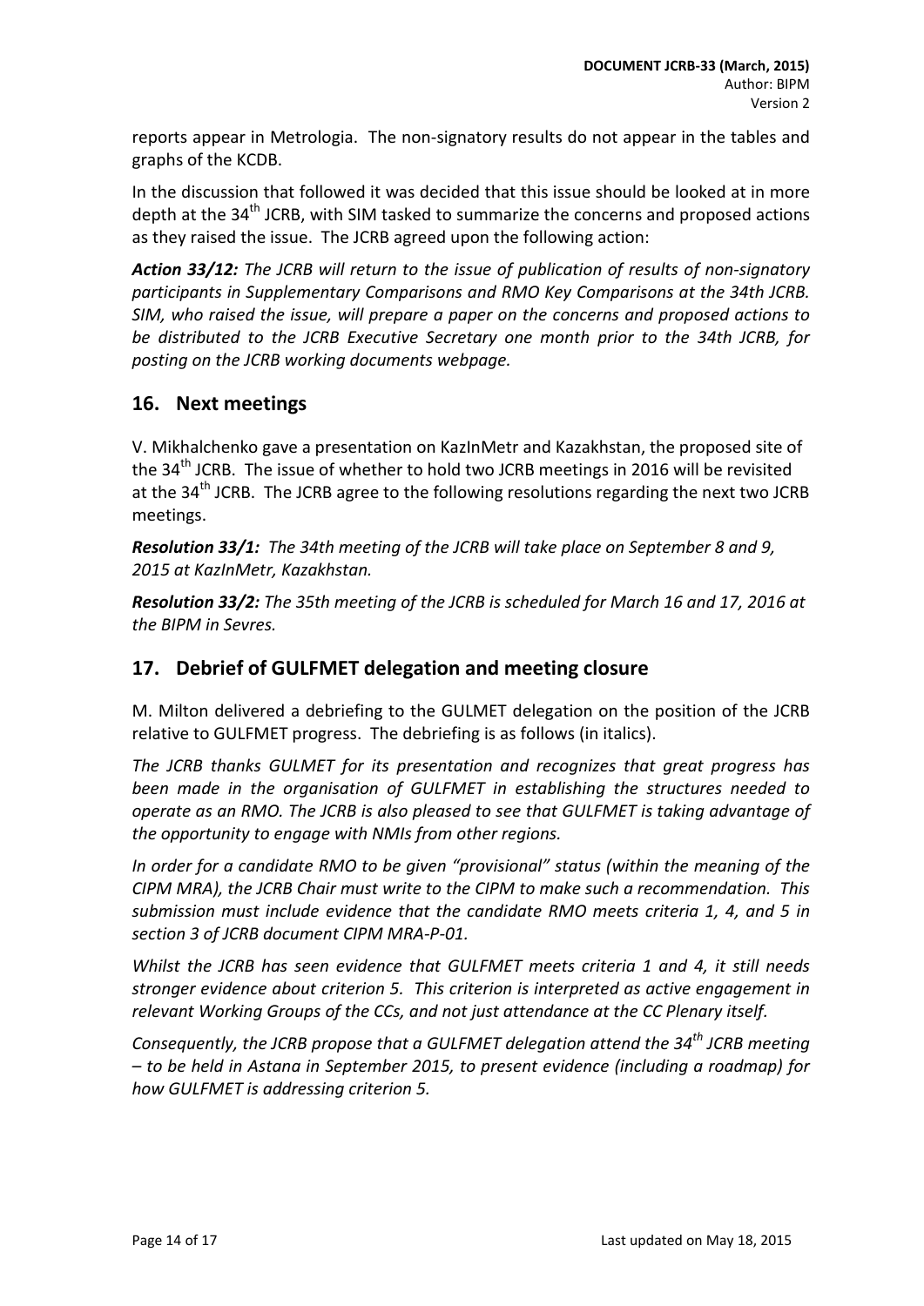reports appear in Metrologia. The non-signatory results do not appear in the tables and graphs of the KCDB.

In the discussion that followed it was decided that this issue should be looked at in more depth at the 34th JCRB, with SIM tasked to summarize the concerns and proposed actions as they raised the issue. The JCRB agreed upon the following action:

***Action 33/12:*** *The JCRB will return to the issue of publication of results of non-signatory participants in Supplementary Comparisons and RMO Key Comparisons at the 34th JCRB. SIM, who raised the issue, will prepare a paper on the concerns and proposed actions to be distributed to the JCRB Executive Secretary one month prior to the 34th JCRB, for posting on the JCRB working documents webpage.*

## 16. Next meetings

V. Mikhalchenko gave a presentation on KazInMetr and Kazakhstan, the proposed site of the 34th JCRB. The issue of whether to hold two JCRB meetings in 2016 will be revisited at the 34th JCRB. The JCRB agree to the following resolutions regarding the next two JCRB meetings.

***Resolution 33/1:*** *The 34th meeting of the JCRB will take place on September 8 and 9, 2015 at KazInMetr, Kazakhstan.*

***Resolution 33/2:*** *The 35th meeting of the JCRB is scheduled for March 16 and 17, 2016 at the BIPM in Sevres.*

## 17. Debrief of GULFMET delegation and meeting closure

M. Milton delivered a debriefing to the GULMET delegation on the position of the JCRB relative to GULFMET progress. The debriefing is as follows (in italics).

*The JCRB thanks GULMET for its presentation and recognizes that great progress has been made in the organisation of GULFMET in establishing the structures needed to operate as an RMO. The JCRB is also pleased to see that GULFMET is taking advantage of the opportunity to engage with NMIs from other regions.*

*In order for a candidate RMO to be given "provisional" status (within the meaning of the CIPM MRA), the JCRB Chair must write to the CIPM to make such a recommendation. This submission must include evidence that the candidate RMO meets criteria 1, 4, and 5 in section 3 of JCRB document CIPM MRA-P-01.*

*Whilst the JCRB has seen evidence that GULFMET meets criteria 1 and 4, it still needs stronger evidence about criterion 5. This criterion is interpreted as active engagement in relevant Working Groups of the CCs, and not just attendance at the CC Plenary itself.*

*Consequently, the JCRB propose that a GULFMET delegation attend the 34th JCRB meeting – to be held in Astana in September 2015, to present evidence (including a roadmap) for how GULFMET is addressing criterion 5.*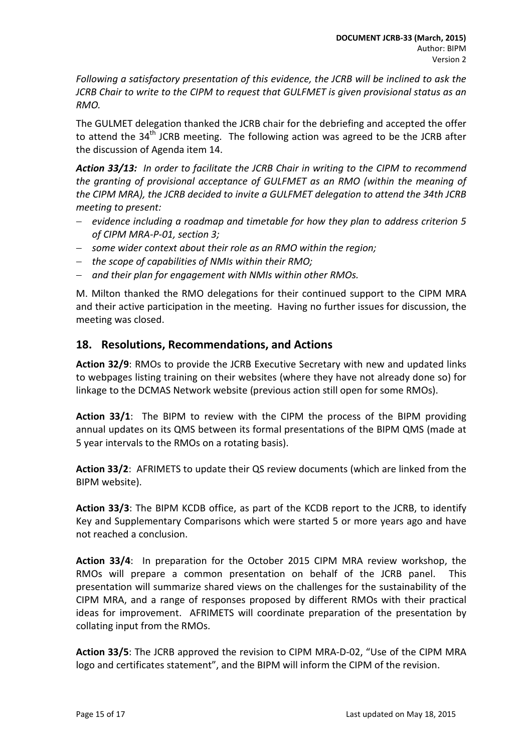*Following a satisfactory presentation of this evidence, the JCRB will be inclined to ask the JCRB Chair to write to the CIPM to request that GULFMET is given provisional status as an RMO.*

The GULMET delegation thanked the JCRB chair for the debriefing and accepted the offer to attend the 34th JCRB meeting. The following action was agreed to be the JCRB after the discussion of Agenda item 14.

***Action 33/13:*** *In order to facilitate the JCRB Chair in writing to the CIPM to recommend the granting of provisional acceptance of GULFMET as an RMO (within the meaning of the CIPM MRA), the JCRB decided to invite a GULFMET delegation to attend the 34th JCRB meeting to present:*

- *evidence including a roadmap and timetable for how they plan to address criterion 5 of CIPM MRA-P-01, section 3;*
- *some wider context about their role as an RMO within the region;*
- *the scope of capabilities of NMIs within their RMO;*
- *and their plan for engagement with NMIs within other RMOs.*

M. Milton thanked the RMO delegations for their continued support to the CIPM MRA and their active participation in the meeting. Having no further issues for discussion, the meeting was closed.

## 18. Resolutions, Recommendations, and Actions

**Action 32/9**: RMOs to provide the JCRB Executive Secretary with new and updated links to webpages listing training on their websites (where they have not already done so) for linkage to the DCMAS Network website (previous action still open for some RMOs).

**Action 33/1**: The BIPM to review with the CIPM the process of the BIPM providing annual updates on its QMS between its formal presentations of the BIPM QMS (made at 5 year intervals to the RMOs on a rotating basis).

**Action 33/2**: AFRIMETS to update their QS review documents (which are linked from the BIPM website).

**Action 33/3**: The BIPM KCDB office, as part of the KCDB report to the JCRB, to identify Key and Supplementary Comparisons which were started 5 or more years ago and have not reached a conclusion.

**Action 33/4**: In preparation for the October 2015 CIPM MRA review workshop, the RMOs will prepare a common presentation on behalf of the JCRB panel. This presentation will summarize shared views on the challenges for the sustainability of the CIPM MRA, and a range of responses proposed by different RMOs with their practical ideas for improvement. AFRIMETS will coordinate preparation of the presentation by collating input from the RMOs.

**Action 33/5**: The JCRB approved the revision to CIPM MRA-D-02, "Use of the CIPM MRA logo and certificates statement", and the BIPM will inform the CIPM of the revision.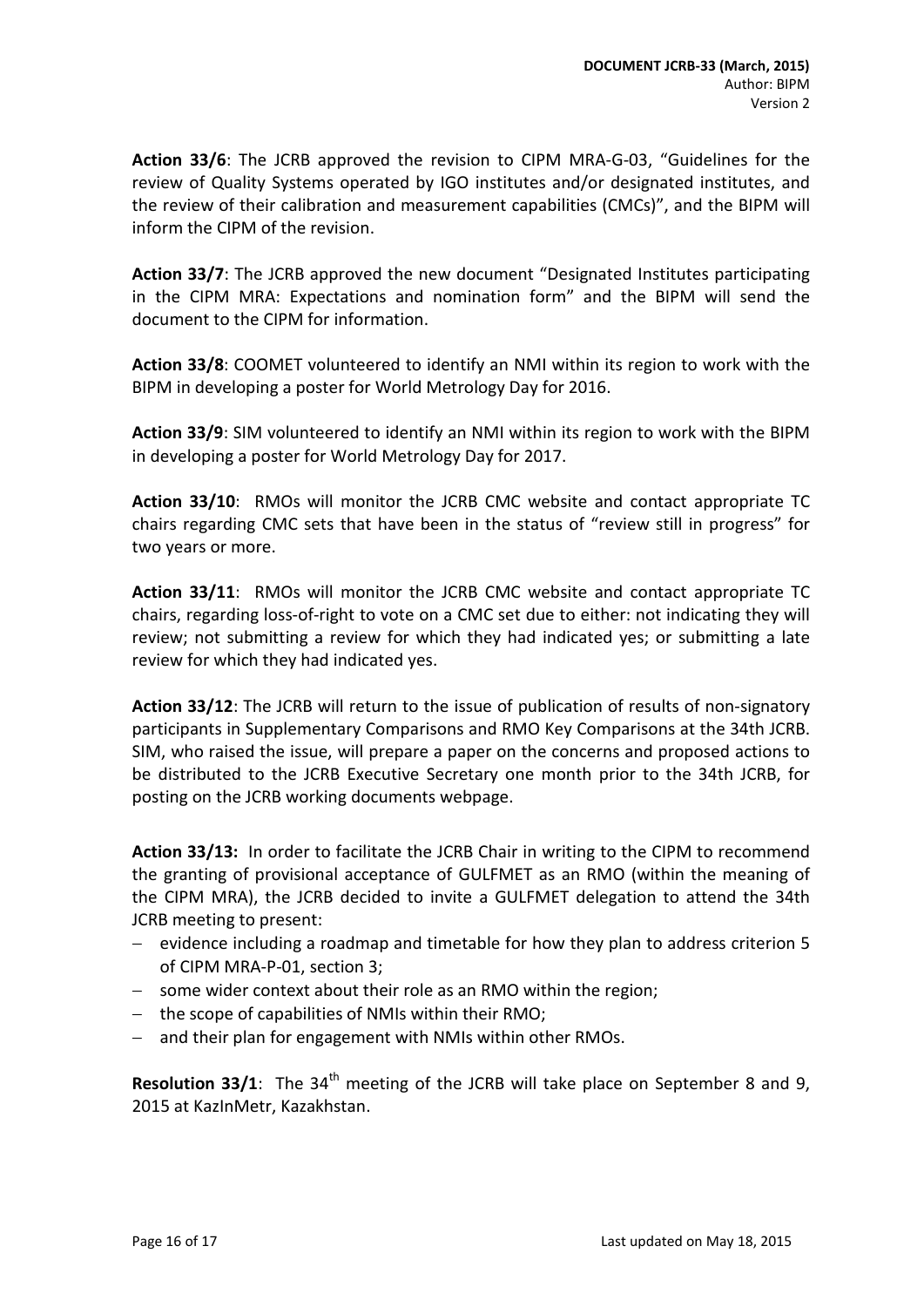**Action 33/6**: The JCRB approved the revision to CIPM MRA-G-03, "Guidelines for the review of Quality Systems operated by IGO institutes and/or designated institutes, and the review of their calibration and measurement capabilities (CMCs)", and the BIPM will inform the CIPM of the revision.

**Action 33/7**: The JCRB approved the new document "Designated Institutes participating in the CIPM MRA: Expectations and nomination form" and the BIPM will send the document to the CIPM for information.

**Action 33/8**: COOMET volunteered to identify an NMI within its region to work with the BIPM in developing a poster for World Metrology Day for 2016.

**Action 33/9**: SIM volunteered to identify an NMI within its region to work with the BIPM in developing a poster for World Metrology Day for 2017.

**Action 33/10**: RMOs will monitor the JCRB CMC website and contact appropriate TC chairs regarding CMC sets that have been in the status of "review still in progress" for two years or more.

**Action 33/11**: RMOs will monitor the JCRB CMC website and contact appropriate TC chairs, regarding loss-of-right to vote on a CMC set due to either: not indicating they will review; not submitting a review for which they had indicated yes; or submitting a late review for which they had indicated yes.

**Action 33/12**: The JCRB will return to the issue of publication of results of non-signatory participants in Supplementary Comparisons and RMO Key Comparisons at the 34th JCRB. SIM, who raised the issue, will prepare a paper on the concerns and proposed actions to be distributed to the JCRB Executive Secretary one month prior to the 34th JCRB, for posting on the JCRB working documents webpage.

**Action 33/13:** In order to facilitate the JCRB Chair in writing to the CIPM to recommend the granting of provisional acceptance of GULFMET as an RMO (within the meaning of the CIPM MRA), the JCRB decided to invite a GULFMET delegation to attend the 34th JCRB meeting to present:

- evidence including a roadmap and timetable for how they plan to address criterion 5 of CIPM MRA-P-01, section 3;
- some wider context about their role as an RMO within the region;
- the scope of capabilities of NMIs within their RMO;
- and their plan for engagement with NMIs within other RMOs.

**Resolution 33/1**: The 34th meeting of the JCRB will take place on September 8 and 9, 2015 at KazInMetr, Kazakhstan.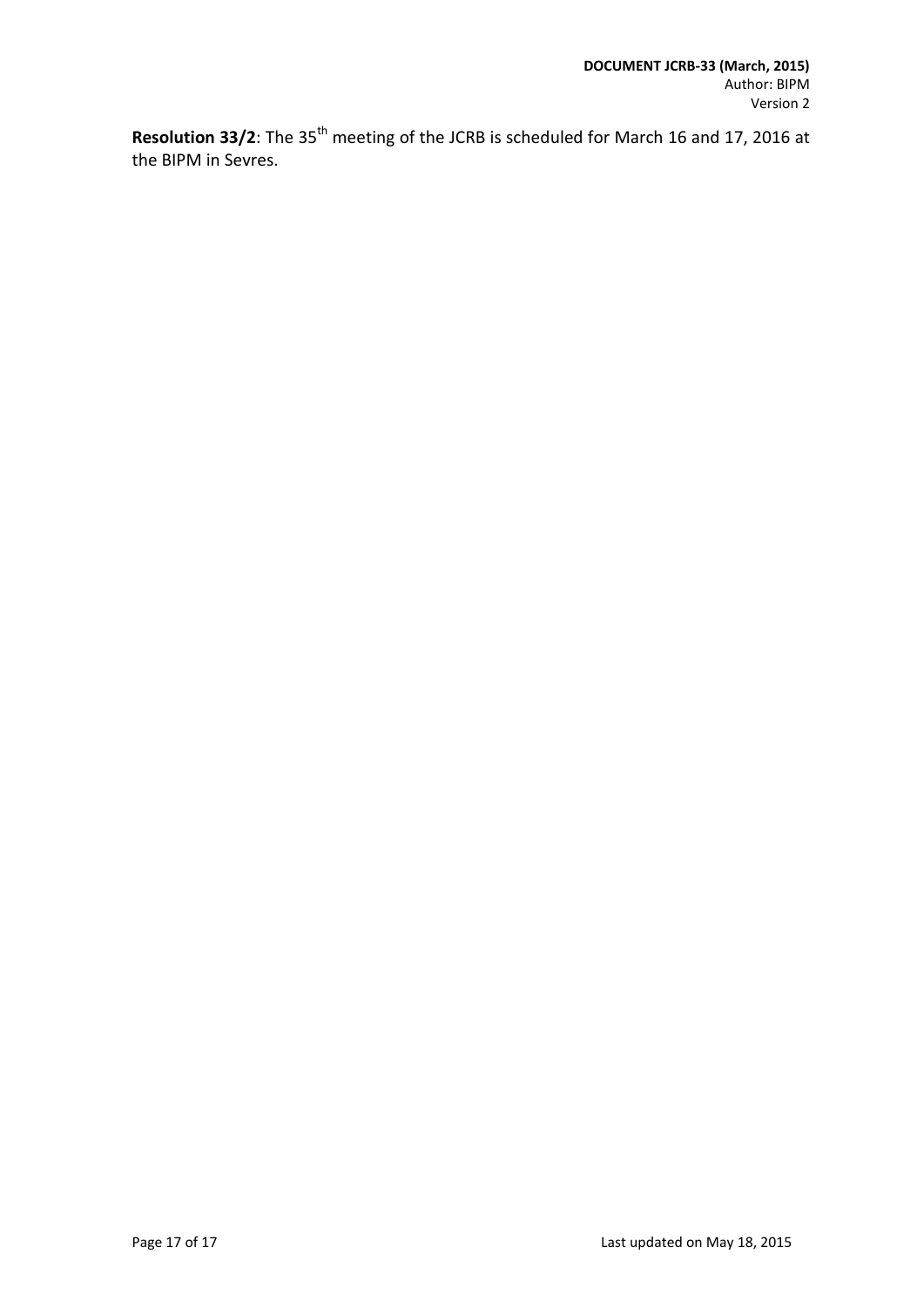**Resolution 33/2**: The 35th meeting of the JCRB is scheduled for March 16 and 17, 2016 at the BIPM in Sevres.